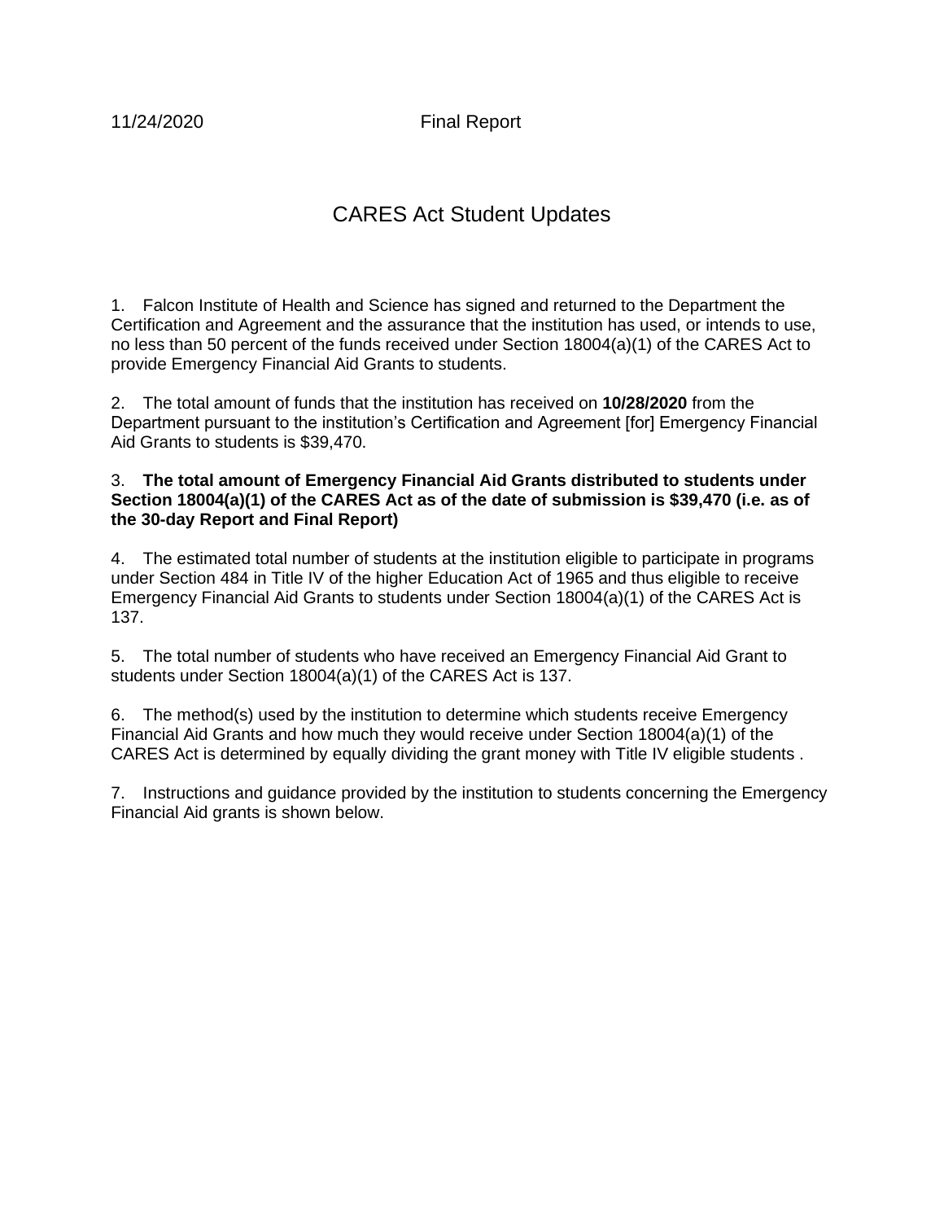11/24/2020 Final Report

# CARES Act Student Updates

1. Falcon Institute of Health and Science has signed and returned to the Department the Certification and Agreement and the assurance that the institution has used, or intends to use, no less than 50 percent of the funds received under Section 18004(a)(1) of the CARES Act to provide Emergency Financial Aid Grants to students.

2. The total amount of funds that the institution has received on **10/28/2020** from the Department pursuant to the institution's Certification and Agreement [for] Emergency Financial Aid Grants to students is $39,470.

3. **The total amount of Emergency Financial Aid Grants distributed to students under Section 18004(a)(1) of the CARES Act as of the date of submission is $39,470 (i.e. as of the 30-day Report and Final Report)**

4. The estimated total number of students at the institution eligible to participate in programs under Section 484 in Title IV of the higher Education Act of 1965 and thus eligible to receive Emergency Financial Aid Grants to students under Section 18004(a)(1) of the CARES Act is 137.

5. The total number of students who have received an Emergency Financial Aid Grant to students under Section 18004(a)(1) of the CARES Act is 137.

6. The method(s) used by the institution to determine which students receive Emergency Financial Aid Grants and how much they would receive under Section 18004(a)(1) of the CARES Act is determined by equally dividing the grant money with Title IV eligible students .

7. Instructions and guidance provided by the institution to students concerning the Emergency Financial Aid grants is shown below.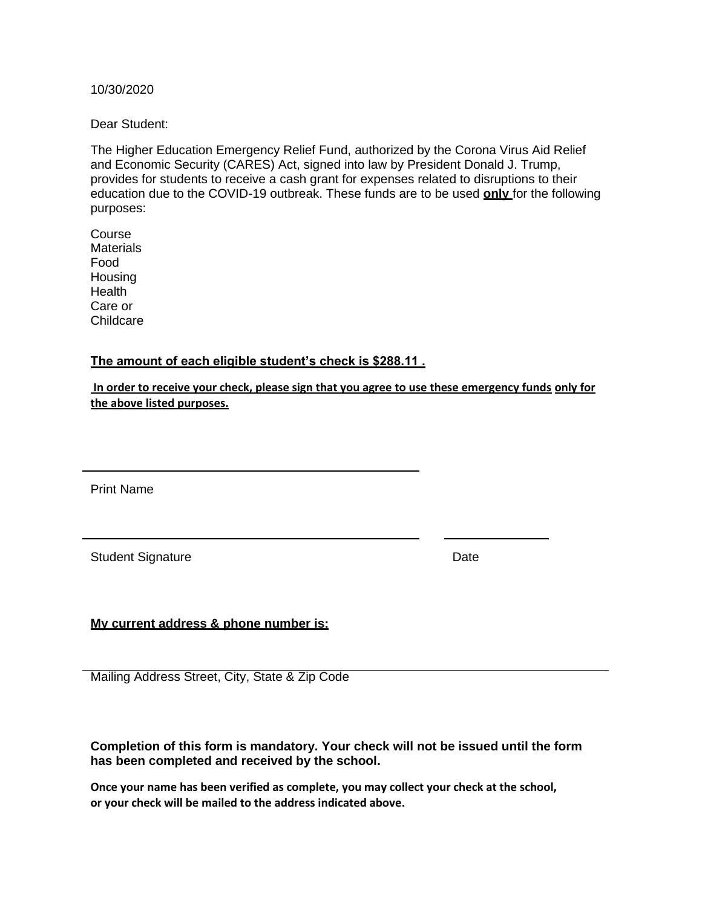10/30/2020

Dear Student:

The Higher Education Emergency Relief Fund, authorized by the Corona Virus Aid Relief and Economic Security (CARES) Act, signed into law by President Donald J. Trump, provides for students to receive a cash grant for expenses related to disruptions to their education due to the COVID-19 outbreak. These funds are to be used **only** for the following purposes:

Course
Materials
Food
Housing
Health
Care or
Childcare

**The amount of each eligible student's check is $288.11 .**

**In order to receive your check, please sign that you agree to use these emergency funds only for the above listed purposes.**

\_\_\_\_\_\_\_\_\_\_\_\_\_\_\_\_\_\_\_\_\_\_\_\_\_\_\_\_\_\_\_\_\_\_\_\_\_\_\_\_

Print Name

\_\_\_\_\_\_\_\_\_\_\_\_\_\_\_\_\_\_\_\_\_\_\_\_\_\_\_\_\_\_\_\_\_\_\_\_\_\_\_\_ \_\_\_\_\_\_\_\_\_\_\_\_

Student Signature Date

**My current address & phone number is:**

\_\_\_\_\_\_\_\_\_\_\_\_\_\_\_\_\_\_\_\_\_\_\_\_\_\_\_\_\_\_\_\_\_\_\_\_\_\_\_\_\_\_\_\_\_\_\_\_\_\_\_\_\_\_\_\_\_\_\_\_

Mailing Address Street, City, State & Zip Code

**Completion of this form is mandatory. Your check will not be issued until the form has been completed and received by the school.**

**Once your name has been verified as complete, you may collect your check at the school, or your check will be mailed to the address indicated above.**